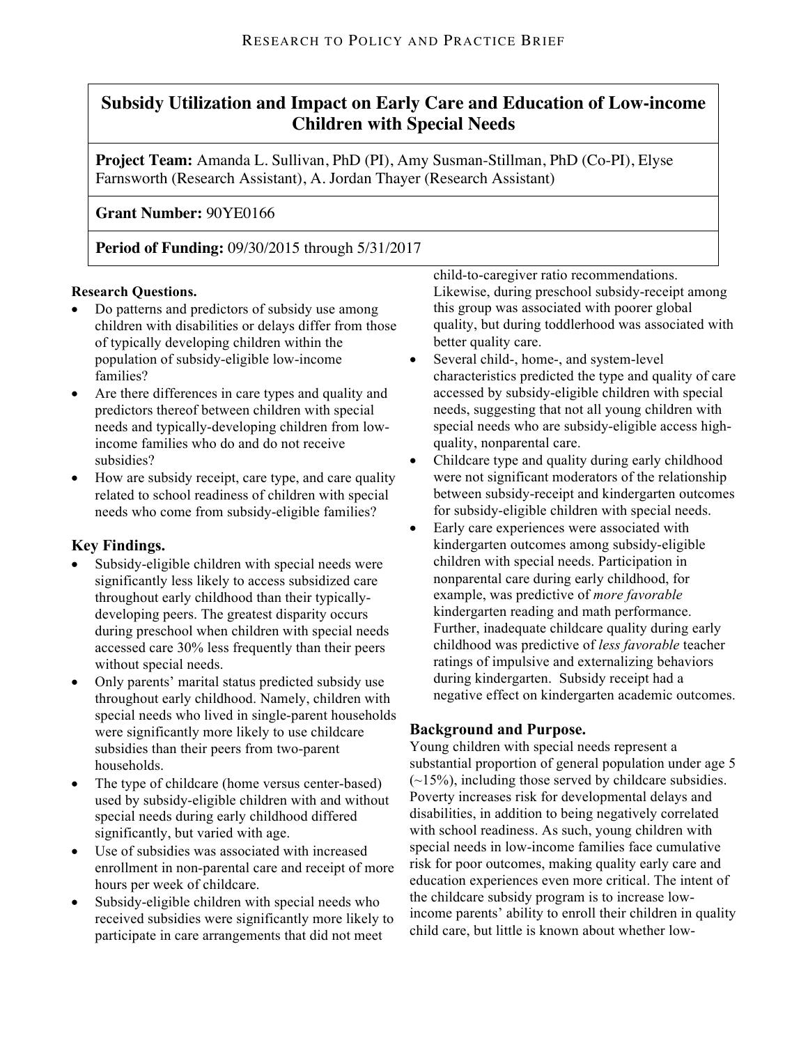# Subsidy Utilization and Impact on Early Care and Education of Low-income Children with Special Needs

**Project Team:** Amanda L. Sullivan, PhD (PI), Amy Susman-Stillman, PhD (Co-PI), Elyse Farnsworth (Research Assistant), A. Jordan Thayer (Research Assistant)

**Grant Number:** 90YE0166

**Period of Funding:** 09/30/2015 through 5/31/2017

**Research Questions.**

- Do patterns and predictors of subsidy use among children with disabilities or delays differ from those of typically developing children within the population of subsidy-eligible low-income families?
- Are there differences in care types and quality and predictors thereof between children with special needs and typically-developing children from low-income families who do and do not receive subsidies?
- How are subsidy receipt, care type, and care quality related to school readiness of children with special needs who come from subsidy-eligible families?

## Key Findings.

- Subsidy-eligible children with special needs were significantly less likely to access subsidized care throughout early childhood than their typically-developing peers. The greatest disparity occurs during preschool when children with special needs accessed care 30% less frequently than their peers without special needs.
- Only parents' marital status predicted subsidy use throughout early childhood. Namely, children with special needs who lived in single-parent households were significantly more likely to use childcare subsidies than their peers from two-parent households.
- The type of childcare (home versus center-based) used by subsidy-eligible children with and without special needs during early childhood differed significantly, but varied with age.
- Use of subsidies was associated with increased enrollment in non-parental care and receipt of more hours per week of childcare.
- Subsidy-eligible children with special needs who received subsidies were significantly more likely to participate in care arrangements that did not meet child-to-caregiver ratio recommendations. Likewise, during preschool subsidy-receipt among this group was associated with poorer global quality, but during toddlerhood was associated with better quality care.
- Several child-, home-, and system-level characteristics predicted the type and quality of care accessed by subsidy-eligible children with special needs, suggesting that not all young children with special needs who are subsidy-eligible access high-quality, nonparental care.
- Childcare type and quality during early childhood were not significant moderators of the relationship between subsidy-receipt and kindergarten outcomes for subsidy-eligible children with special needs.
- Early care experiences were associated with kindergarten outcomes among subsidy-eligible children with special needs. Participation in nonparental care during early childhood, for example, was predictive of *more favorable* kindergarten reading and math performance. Further, inadequate childcare quality during early childhood was predictive of *less favorable* teacher ratings of impulsive and externalizing behaviors during kindergarten. Subsidy receipt had a negative effect on kindergarten academic outcomes.

## Background and Purpose.

Young children with special needs represent a substantial proportion of general population under age 5 (~15%), including those served by childcare subsidies. Poverty increases risk for developmental delays and disabilities, in addition to being negatively correlated with school readiness. As such, young children with special needs in low-income families face cumulative risk for poor outcomes, making quality early care and education experiences even more critical. The intent of the childcare subsidy program is to increase low-income parents' ability to enroll their children in quality child care, but little is known about whether low-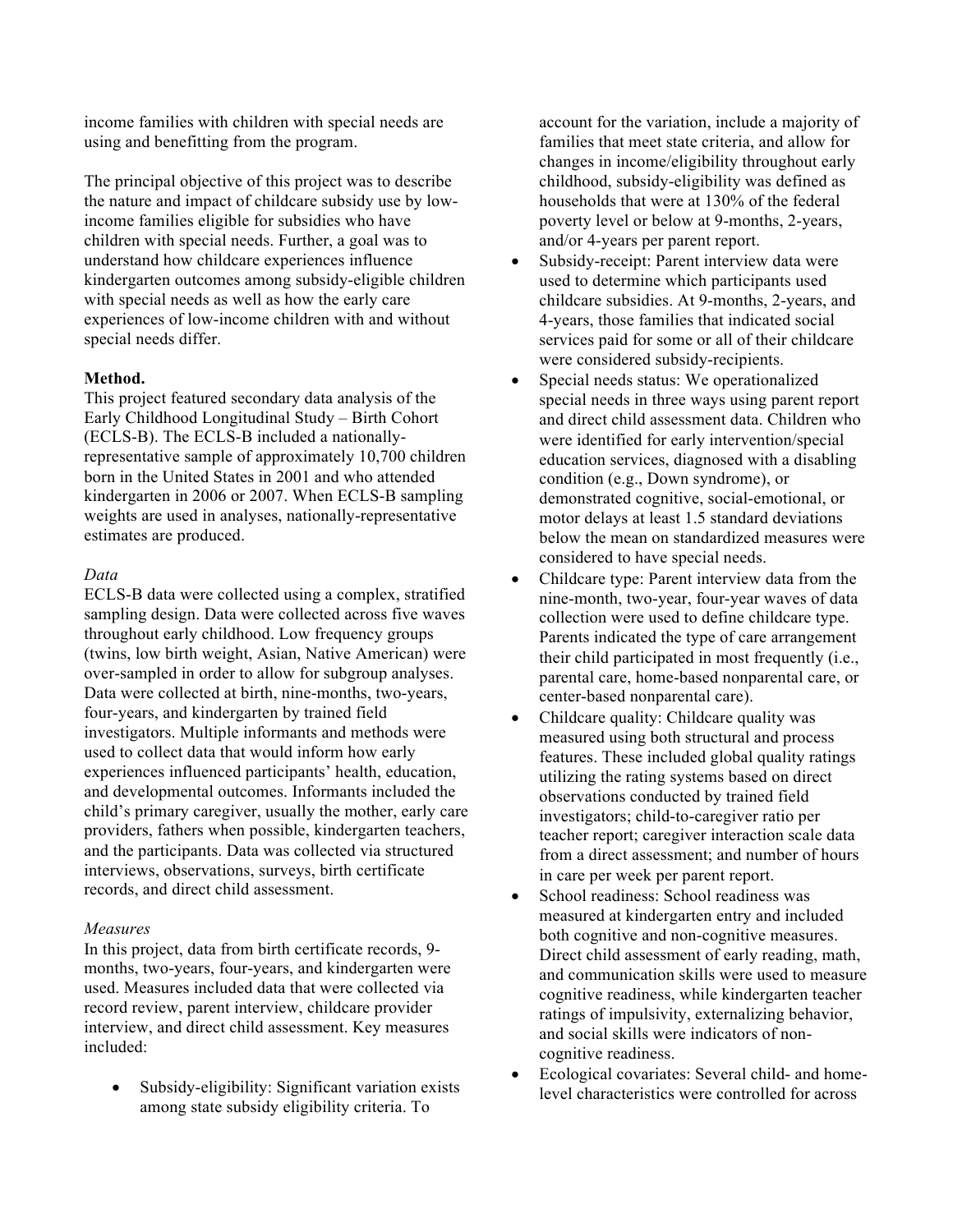income families with children with special needs are using and benefitting from the program.

The principal objective of this project was to describe the nature and impact of childcare subsidy use by low-income families eligible for subsidies who have children with special needs. Further, a goal was to understand how childcare experiences influence kindergarten outcomes among subsidy-eligible children with special needs as well as how the early care experiences of low-income children with and without special needs differ.

**Method.**

This project featured secondary data analysis of the Early Childhood Longitudinal Study – Birth Cohort (ECLS-B). The ECLS-B included a nationally-representative sample of approximately 10,700 children born in the United States in 2001 and who attended kindergarten in 2006 or 2007. When ECLS-B sampling weights are used in analyses, nationally-representative estimates are produced.

*Data*

ECLS-B data were collected using a complex, stratified sampling design. Data were collected across five waves throughout early childhood. Low frequency groups (twins, low birth weight, Asian, Native American) were over-sampled in order to allow for subgroup analyses. Data were collected at birth, nine-months, two-years, four-years, and kindergarten by trained field investigators. Multiple informants and methods were used to collect data that would inform how early experiences influenced participants' health, education, and developmental outcomes. Informants included the child's primary caregiver, usually the mother, early care providers, fathers when possible, kindergarten teachers, and the participants. Data was collected via structured interviews, observations, surveys, birth certificate records, and direct child assessment.

*Measures*

In this project, data from birth certificate records, 9-months, two-years, four-years, and kindergarten were used. Measures included data that were collected via record review, parent interview, childcare provider interview, and direct child assessment. Key measures included:

- Subsidy-eligibility: Significant variation exists among state subsidy eligibility criteria. To account for the variation, include a majority of families that meet state criteria, and allow for changes in income/eligibility throughout early childhood, subsidy-eligibility was defined as households that were at 130% of the federal poverty level or below at 9-months, 2-years, and/or 4-years per parent report.
- Subsidy-receipt: Parent interview data were used to determine which participants used childcare subsidies. At 9-months, 2-years, and 4-years, those families that indicated social services paid for some or all of their childcare were considered subsidy-recipients.
- Special needs status: We operationalized special needs in three ways using parent report and direct child assessment data. Children who were identified for early intervention/special education services, diagnosed with a disabling condition (e.g., Down syndrome), or demonstrated cognitive, social-emotional, or motor delays at least 1.5 standard deviations below the mean on standardized measures were considered to have special needs.
- Childcare type: Parent interview data from the nine-month, two-year, four-year waves of data collection were used to define childcare type. Parents indicated the type of care arrangement their child participated in most frequently (i.e., parental care, home-based nonparental care, or center-based nonparental care).
- Childcare quality: Childcare quality was measured using both structural and process features. These included global quality ratings utilizing the rating systems based on direct observations conducted by trained field investigators; child-to-caregiver ratio per teacher report; caregiver interaction scale data from a direct assessment; and number of hours in care per week per parent report.
- School readiness: School readiness was measured at kindergarten entry and included both cognitive and non-cognitive measures. Direct child assessment of early reading, math, and communication skills were used to measure cognitive readiness, while kindergarten teacher ratings of impulsivity, externalizing behavior, and social skills were indicators of non-cognitive readiness.
- Ecological covariates: Several child- and home-level characteristics were controlled for across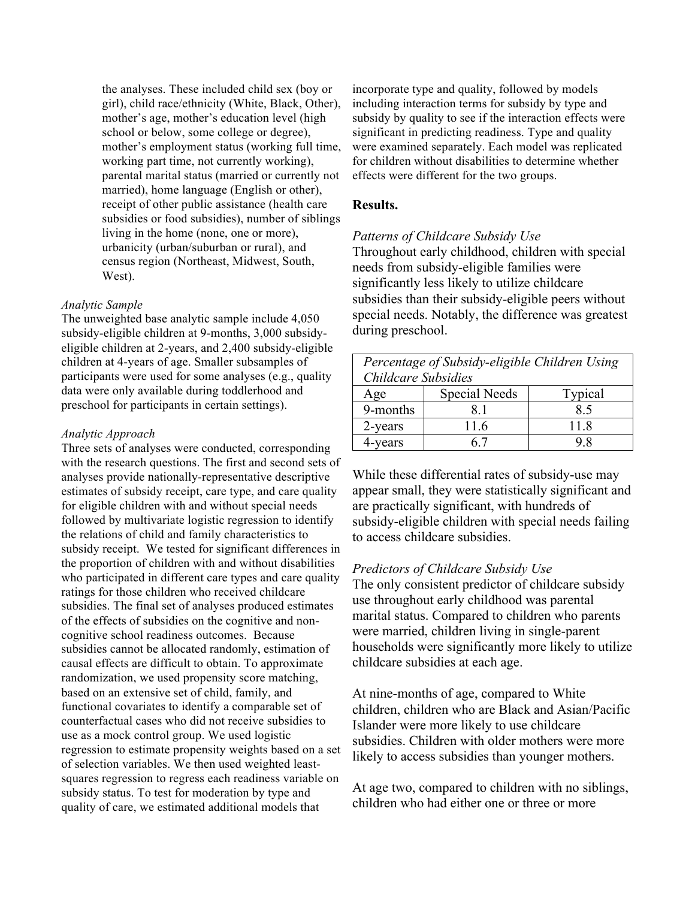the analyses. These included child sex (boy or girl), child race/ethnicity (White, Black, Other), mother's age, mother's education level (high school or below, some college or degree), mother's employment status (working full time, working part time, not currently working), parental marital status (married or currently not married), home language (English or other), receipt of other public assistance (health care subsidies or food subsidies), number of siblings living in the home (none, one or more), urbanicity (urban/suburban or rural), and census region (Northeast, Midwest, South, West).

*Analytic Sample*

The unweighted base analytic sample include 4,050 subsidy-eligible children at 9-months, 3,000 subsidy-eligible children at 2-years, and 2,400 subsidy-eligible children at 4-years of age. Smaller subsamples of participants were used for some analyses (e.g., quality data were only available during toddlerhood and preschool for participants in certain settings).

*Analytic Approach*

Three sets of analyses were conducted, corresponding with the research questions. The first and second sets of analyses provide nationally-representative descriptive estimates of subsidy receipt, care type, and care quality for eligible children with and without special needs followed by multivariate logistic regression to identify the relations of child and family characteristics to subsidy receipt. We tested for significant differences in the proportion of children with and without disabilities who participated in different care types and care quality ratings for those children who received childcare subsidies. The final set of analyses produced estimates of the effects of subsidies on the cognitive and non-cognitive school readiness outcomes. Because subsidies cannot be allocated randomly, estimation of causal effects are difficult to obtain. To approximate randomization, we used propensity score matching, based on an extensive set of child, family, and functional covariates to identify a comparable set of counterfactual cases who did not receive subsidies to use as a mock control group. We used logistic regression to estimate propensity weights based on a set of selection variables. We then used weighted least-squares regression to regress each readiness variable on subsidy status. To test for moderation by type and quality of care, we estimated additional models that incorporate type and quality, followed by models including interaction terms for subsidy by type and subsidy by quality to see if the interaction effects were significant in predicting readiness. Type and quality were examined separately. Each model was replicated for children without disabilities to determine whether effects were different for the two groups.

**Results.**

*Patterns of Childcare Subsidy Use*

Throughout early childhood, children with special needs from subsidy-eligible families were significantly less likely to utilize childcare subsidies than their subsidy-eligible peers without special needs. Notably, the difference was greatest during preschool.

| *Percentage of Subsidy-eligible Children Using Childcare Subsidies* | | |
|---|---|---|
| Age | Special Needs | Typical |
| 9-months | 8.1 | 8.5 |
| 2-years | 11.6 | 11.8 |
| 4-years | 6.7 | 9.8 |

While these differential rates of subsidy-use may appear small, they were statistically significant and are practically significant, with hundreds of subsidy-eligible children with special needs failing to access childcare subsidies.

*Predictors of Childcare Subsidy Use*

The only consistent predictor of childcare subsidy use throughout early childhood was parental marital status. Compared to children who parents were married, children living in single-parent households were significantly more likely to utilize childcare subsidies at each age.

At nine-months of age, compared to White children, children who are Black and Asian/Pacific Islander were more likely to use childcare subsidies. Children with older mothers were more likely to access subsidies than younger mothers.

At age two, compared to children with no siblings, children who had either one or three or more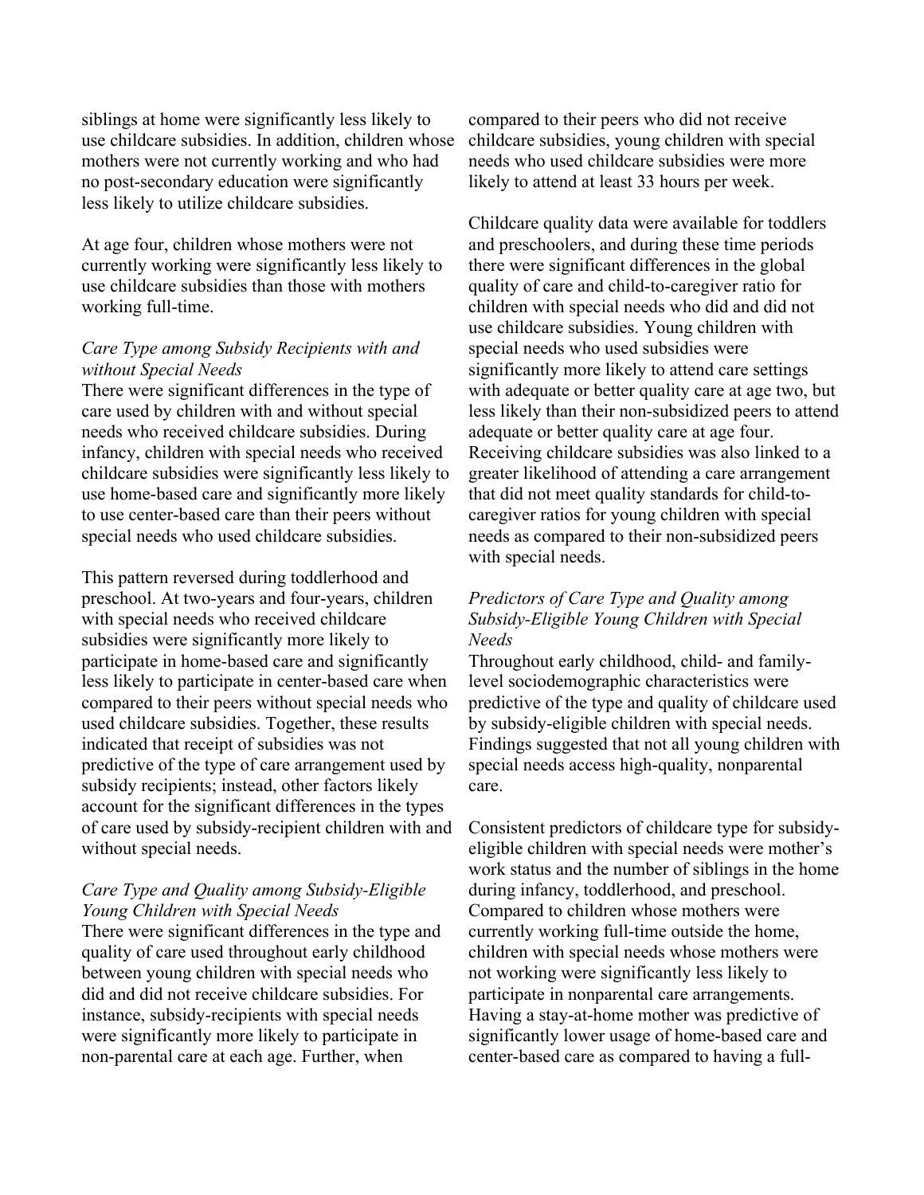siblings at home were significantly less likely to use childcare subsidies. In addition, children whose mothers were not currently working and who had no post-secondary education were significantly less likely to utilize childcare subsidies.

At age four, children whose mothers were not currently working were significantly less likely to use childcare subsidies than those with mothers working full-time.

### *Care Type among Subsidy Recipients with and without Special Needs*

There were significant differences in the type of care used by children with and without special needs who received childcare subsidies. During infancy, children with special needs who received childcare subsidies were significantly less likely to use home-based care and significantly more likely to use center-based care than their peers without special needs who used childcare subsidies.

This pattern reversed during toddlerhood and preschool. At two-years and four-years, children with special needs who received childcare subsidies were significantly more likely to participate in home-based care and significantly less likely to participate in center-based care when compared to their peers without special needs who used childcare subsidies. Together, these results indicated that receipt of subsidies was not predictive of the type of care arrangement used by subsidy recipients; instead, other factors likely account for the significant differences in the types of care used by subsidy-recipient children with and without special needs.

### *Care Type and Quality among Subsidy-Eligible Young Children with Special Needs*

There were significant differences in the type and quality of care used throughout early childhood between young children with special needs who did and did not receive childcare subsidies. For instance, subsidy-recipients with special needs were significantly more likely to participate in non-parental care at each age. Further, when compared to their peers who did not receive childcare subsidies, young children with special needs who used childcare subsidies were more likely to attend at least 33 hours per week.

Childcare quality data were available for toddlers and preschoolers, and during these time periods there were significant differences in the global quality of care and child-to-caregiver ratio for children with special needs who did and did not use childcare subsidies. Young children with special needs who used subsidies were significantly more likely to attend care settings with adequate or better quality care at age two, but less likely than their non-subsidized peers to attend adequate or better quality care at age four. Receiving childcare subsidies was also linked to a greater likelihood of attending a care arrangement that did not meet quality standards for child-to-caregiver ratios for young children with special needs as compared to their non-subsidized peers with special needs.

### *Predictors of Care Type and Quality among Subsidy-Eligible Young Children with Special Needs*

Throughout early childhood, child- and family-level sociodemographic characteristics were predictive of the type and quality of childcare used by subsidy-eligible children with special needs. Findings suggested that not all young children with special needs access high-quality, nonparental care.

Consistent predictors of childcare type for subsidy-eligible children with special needs were mother's work status and the number of siblings in the home during infancy, toddlerhood, and preschool. Compared to children whose mothers were currently working full-time outside the home, children with special needs whose mothers were not working were significantly less likely to participate in nonparental care arrangements. Having a stay-at-home mother was predictive of significantly lower usage of home-based care and center-based care as compared to having a full-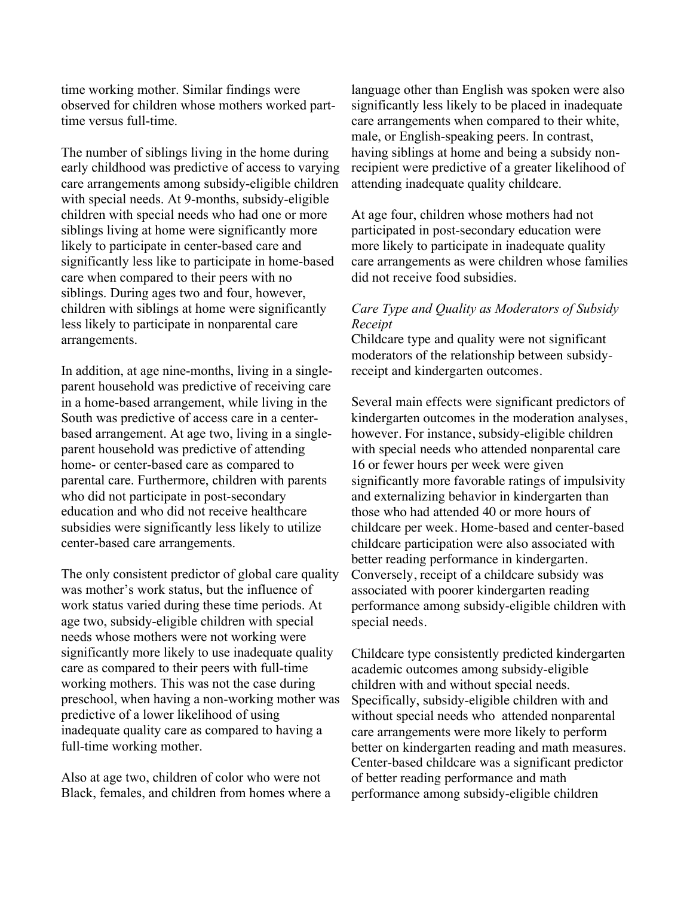time working mother. Similar findings were observed for children whose mothers worked part-time versus full-time.

The number of siblings living in the home during early childhood was predictive of access to varying care arrangements among subsidy-eligible children with special needs. At 9-months, subsidy-eligible children with special needs who had one or more siblings living at home were significantly more likely to participate in center-based care and significantly less like to participate in home-based care when compared to their peers with no siblings. During ages two and four, however, children with siblings at home were significantly less likely to participate in nonparental care arrangements.

In addition, at age nine-months, living in a single-parent household was predictive of receiving care in a home-based arrangement, while living in the South was predictive of access care in a center-based arrangement. At age two, living in a single-parent household was predictive of attending home- or center-based care as compared to parental care. Furthermore, children with parents who did not participate in post-secondary education and who did not receive healthcare subsidies were significantly less likely to utilize center-based care arrangements.

The only consistent predictor of global care quality was mother's work status, but the influence of work status varied during these time periods. At age two, subsidy-eligible children with special needs whose mothers were not working were significantly more likely to use inadequate quality care as compared to their peers with full-time working mothers. This was not the case during preschool, when having a non-working mother was predictive of a lower likelihood of using inadequate quality care as compared to having a full-time working mother.

Also at age two, children of color who were not Black, females, and children from homes where a language other than English was spoken were also significantly less likely to be placed in inadequate care arrangements when compared to their white, male, or English-speaking peers. In contrast, having siblings at home and being a subsidy non-recipient were predictive of a greater likelihood of attending inadequate quality childcare.

At age four, children whose mothers had not participated in post-secondary education were more likely to participate in inadequate quality care arrangements as were children whose families did not receive food subsidies.

*Care Type and Quality as Moderators of Subsidy Receipt*

Childcare type and quality were not significant moderators of the relationship between subsidy-receipt and kindergarten outcomes.

Several main effects were significant predictors of kindergarten outcomes in the moderation analyses, however. For instance, subsidy-eligible children with special needs who attended nonparental care 16 or fewer hours per week were given significantly more favorable ratings of impulsivity and externalizing behavior in kindergarten than those who had attended 40 or more hours of childcare per week. Home-based and center-based childcare participation were also associated with better reading performance in kindergarten. Conversely, receipt of a childcare subsidy was associated with poorer kindergarten reading performance among subsidy-eligible children with special needs.

Childcare type consistently predicted kindergarten academic outcomes among subsidy-eligible children with and without special needs. Specifically, subsidy-eligible children with and without special needs who attended nonparental care arrangements were more likely to perform better on kindergarten reading and math measures. Center-based childcare was a significant predictor of better reading performance and math performance among subsidy-eligible children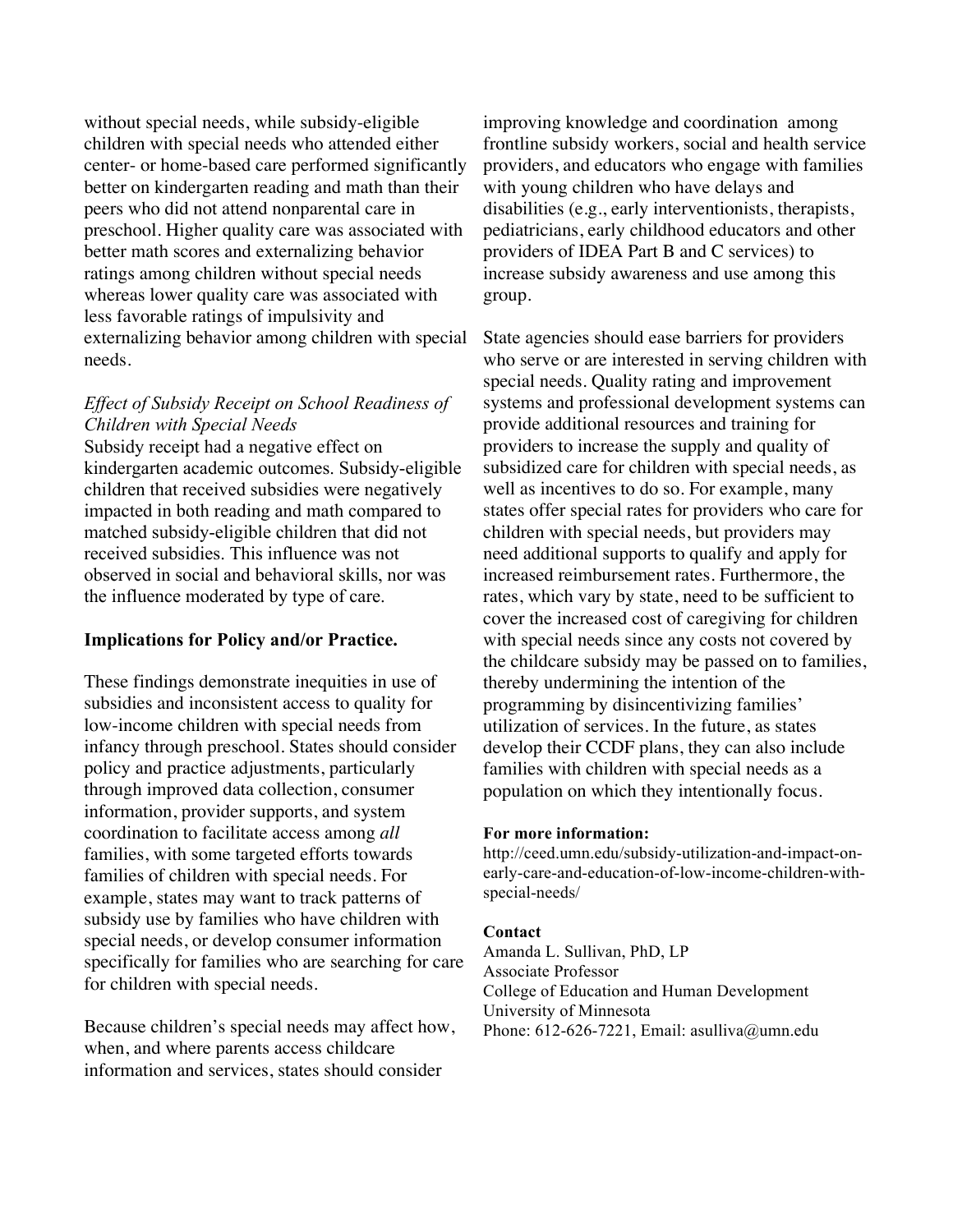without special needs, while subsidy-eligible children with special needs who attended either center- or home-based care performed significantly better on kindergarten reading and math than their peers who did not attend nonparental care in preschool. Higher quality care was associated with better math scores and externalizing behavior ratings among children without special needs whereas lower quality care was associated with less favorable ratings of impulsivity and externalizing behavior among children with special needs.

*Effect of Subsidy Receipt on School Readiness of Children with Special Needs*

Subsidy receipt had a negative effect on kindergarten academic outcomes. Subsidy-eligible children that received subsidies were negatively impacted in both reading and math compared to matched subsidy-eligible children that did not received subsidies. This influence was not observed in social and behavioral skills, nor was the influence moderated by type of care.

**Implications for Policy and/or Practice.**

These findings demonstrate inequities in use of subsidies and inconsistent access to quality for low-income children with special needs from infancy through preschool. States should consider policy and practice adjustments, particularly through improved data collection, consumer information, provider supports, and system coordination to facilitate access among *all* families, with some targeted efforts towards families of children with special needs. For example, states may want to track patterns of subsidy use by families who have children with special needs, or develop consumer information specifically for families who are searching for care for children with special needs.

Because children's special needs may affect how, when, and where parents access childcare information and services, states should consider improving knowledge and coordination among frontline subsidy workers, social and health service providers, and educators who engage with families with young children who have delays and disabilities (e.g., early interventionists, therapists, pediatricians, early childhood educators and other providers of IDEA Part B and C services) to increase subsidy awareness and use among this group.

State agencies should ease barriers for providers who serve or are interested in serving children with special needs. Quality rating and improvement systems and professional development systems can provide additional resources and training for providers to increase the supply and quality of subsidized care for children with special needs, as well as incentives to do so. For example, many states offer special rates for providers who care for children with special needs, but providers may need additional supports to qualify and apply for increased reimbursement rates. Furthermore, the rates, which vary by state, need to be sufficient to cover the increased cost of caregiving for children with special needs since any costs not covered by the childcare subsidy may be passed on to families, thereby undermining the intention of the programming by disincentivizing families' utilization of services. In the future, as states develop their CCDF plans, they can also include families with children with special needs as a population on which they intentionally focus.

**For more information:**

http://ceed.umn.edu/subsidy-utilization-and-impact-on-early-care-and-education-of-low-income-children-with-special-needs/

**Contact**

Amanda L. Sullivan, PhD, LP
Associate Professor
College of Education and Human Development
University of Minnesota
Phone: 612-626-7221, Email: asulliva@umn.edu